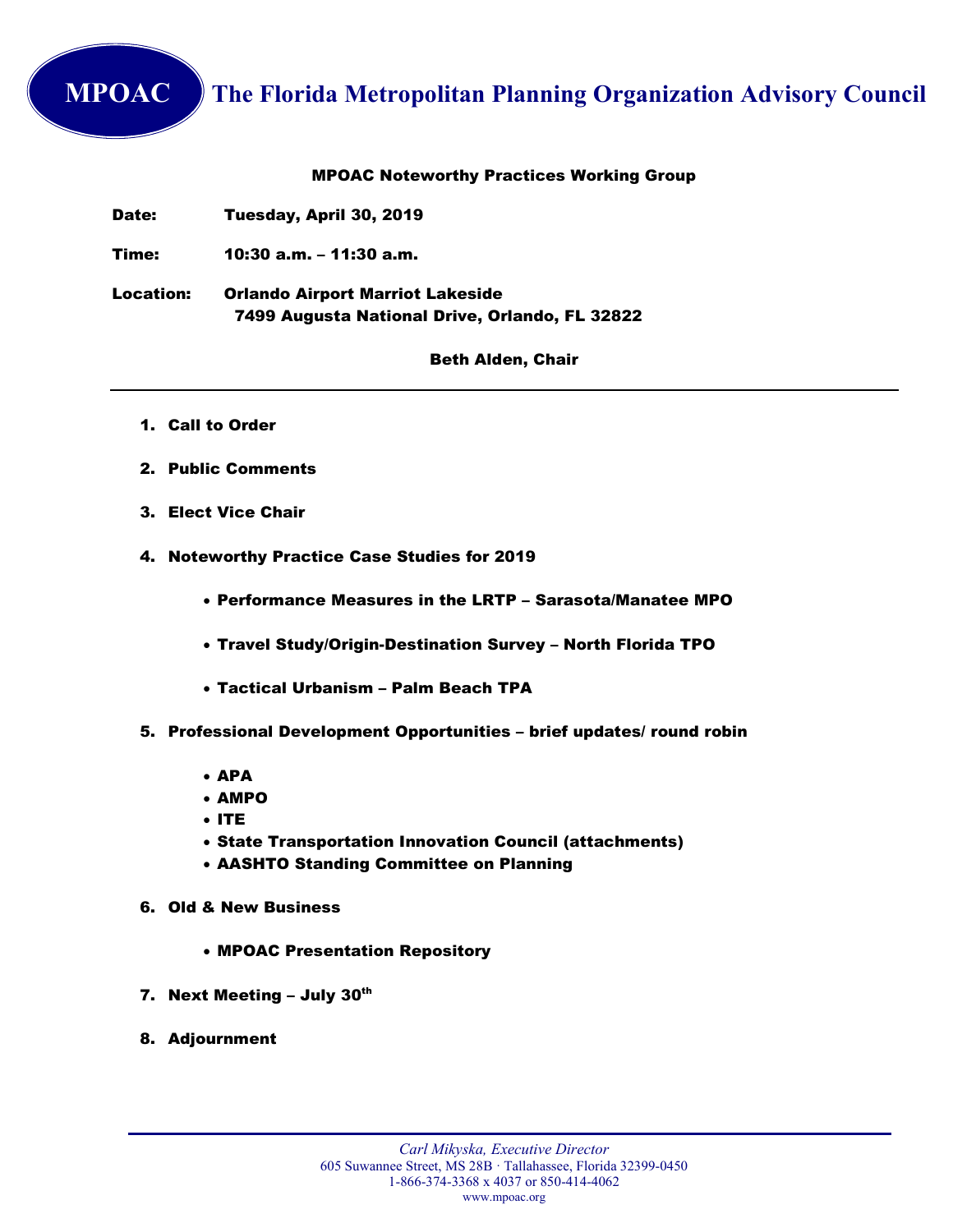# MPOAC The Florida Metropolitan Planning Organization Advisory Council

**MPOAC Noteworthy Practices Working Group**

**Date:** Tuesday, April 30, 2019

**Time:** 10:30 a.m. – 11:30 a.m.

**Location:** Orlando Airport Marriot Lakeside
7499 Augusta National Drive, Orlando, FL 32822

**Beth Alden, Chair**

---

1. **Call to Order**
2. **Public Comments**
3. **Elect Vice Chair**
4. **Noteworthy Practice Case Studies for 2019**
   - **Performance Measures in the LRTP – Sarasota/Manatee MPO**
   - **Travel Study/Origin-Destination Survey – North Florida TPO**
   - **Tactical Urbanism – Palm Beach TPA**
5. **Professional Development Opportunities – brief updates/ round robin**
   - **APA**
   - **AMPO**
   - **ITE**
   - **State Transportation Innovation Council (attachments)**
   - **AASHTO Standing Committee on Planning**
6. **Old & New Business**
   - **MPOAC Presentation Repository**
7. **Next Meeting – July 30th**
8. **Adjournment**

---

*Carl Mikyska, Executive Director*
605 Suwannee Street, MS 28B · Tallahassee, Florida 32399-0450
1-866-374-3368 x 4037 or 850-414-4062
www.mpoac.org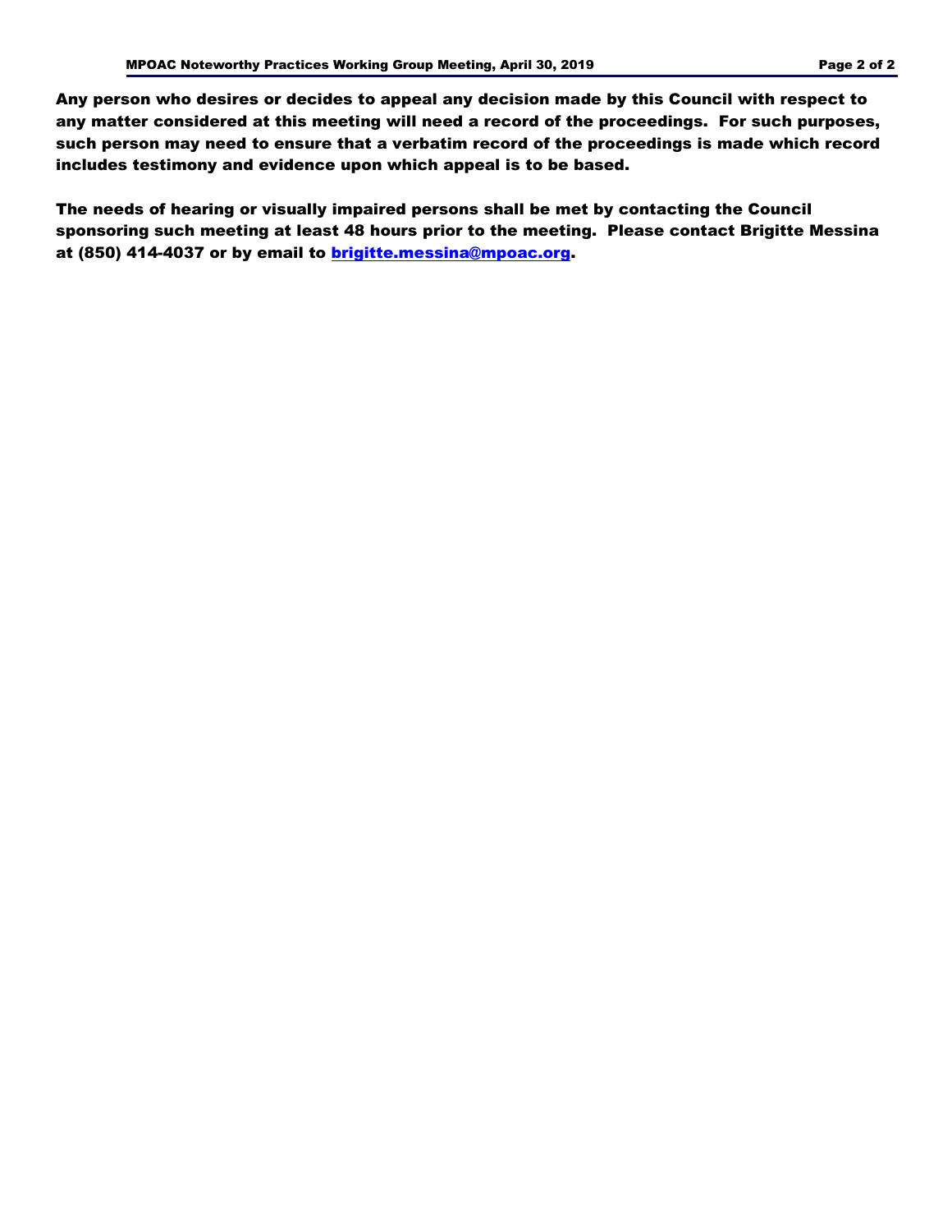**Any person who desires or decides to appeal any decision made by this Council with respect to any matter considered at this meeting will need a record of the proceedings. For such purposes, such person may need to ensure that a verbatim record of the proceedings is made which record includes testimony and evidence upon which appeal is to be based.**

**The needs of hearing or visually impaired persons shall be met by contacting the Council sponsoring such meeting at least 48 hours prior to the meeting. Please contact Brigitte Messina at (850) 414-4037 or by email to brigitte.messina@mpoac.org.**